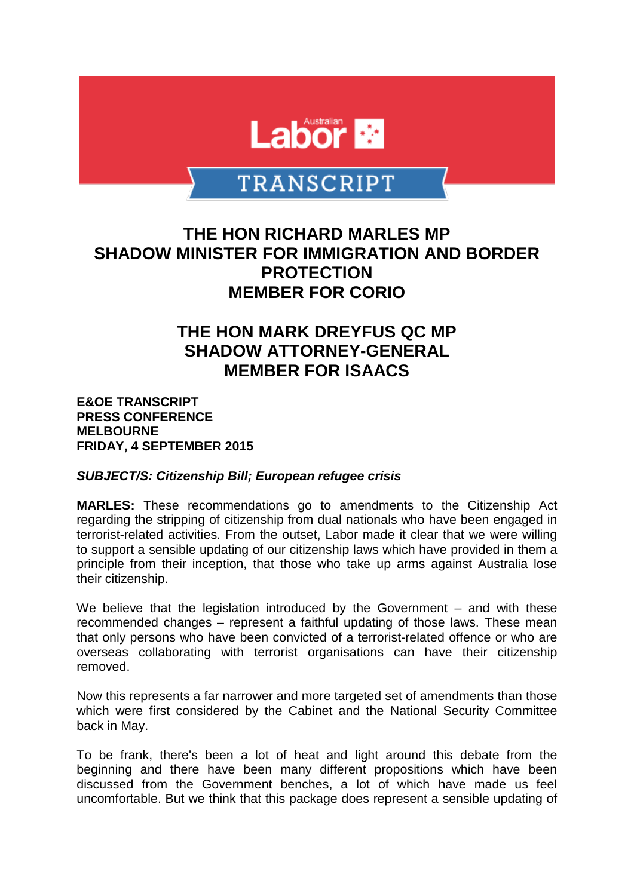Australian Labor

TRANSCRIPT

# THE HON RICHARD MARLES MP
# SHADOW MINISTER FOR IMMIGRATION AND BORDER PROTECTION
# MEMBER FOR CORIO

# THE HON MARK DREYFUS QC MP
# SHADOW ATTORNEY-GENERAL
# MEMBER FOR ISAACS

**E&OE TRANSCRIPT**
**PRESS CONFERENCE**
**MELBOURNE**
**FRIDAY, 4 SEPTEMBER 2015**

***SUBJECT/S: Citizenship Bill; European refugee crisis***

**MARLES:** These recommendations go to amendments to the Citizenship Act regarding the stripping of citizenship from dual nationals who have been engaged in terrorist-related activities. From the outset, Labor made it clear that we were willing to support a sensible updating of our citizenship laws which have provided in them a principle from their inception, that those who take up arms against Australia lose their citizenship.

We believe that the legislation introduced by the Government – and with these recommended changes – represent a faithful updating of those laws. These mean that only persons who have been convicted of a terrorist-related offence or who are overseas collaborating with terrorist organisations can have their citizenship removed.

Now this represents a far narrower and more targeted set of amendments than those which were first considered by the Cabinet and the National Security Committee back in May.

To be frank, there's been a lot of heat and light around this debate from the beginning and there have been many different propositions which have been discussed from the Government benches, a lot of which have made us feel uncomfortable. But we think that this package does represent a sensible updating of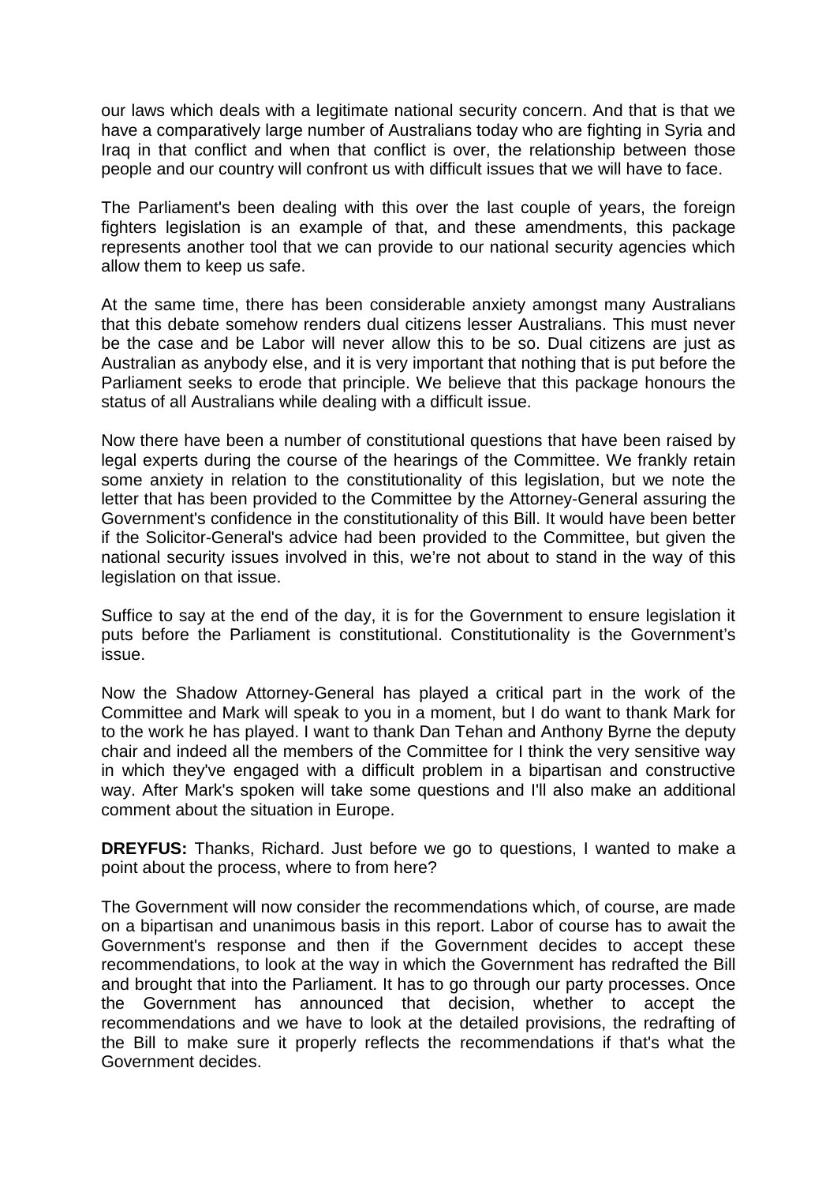our laws which deals with a legitimate national security concern. And that is that we have a comparatively large number of Australians today who are fighting in Syria and Iraq in that conflict and when that conflict is over, the relationship between those people and our country will confront us with difficult issues that we will have to face.

The Parliament's been dealing with this over the last couple of years, the foreign fighters legislation is an example of that, and these amendments, this package represents another tool that we can provide to our national security agencies which allow them to keep us safe.

At the same time, there has been considerable anxiety amongst many Australians that this debate somehow renders dual citizens lesser Australians. This must never be the case and be Labor will never allow this to be so. Dual citizens are just as Australian as anybody else, and it is very important that nothing that is put before the Parliament seeks to erode that principle. We believe that this package honours the status of all Australians while dealing with a difficult issue.

Now there have been a number of constitutional questions that have been raised by legal experts during the course of the hearings of the Committee. We frankly retain some anxiety in relation to the constitutionality of this legislation, but we note the letter that has been provided to the Committee by the Attorney-General assuring the Government's confidence in the constitutionality of this Bill. It would have been better if the Solicitor-General's advice had been provided to the Committee, but given the national security issues involved in this, we're not about to stand in the way of this legislation on that issue.

Suffice to say at the end of the day, it is for the Government to ensure legislation it puts before the Parliament is constitutional. Constitutionality is the Government's issue.

Now the Shadow Attorney-General has played a critical part in the work of the Committee and Mark will speak to you in a moment, but I do want to thank Mark for to the work he has played. I want to thank Dan Tehan and Anthony Byrne the deputy chair and indeed all the members of the Committee for I think the very sensitive way in which they've engaged with a difficult problem in a bipartisan and constructive way. After Mark's spoken will take some questions and I'll also make an additional comment about the situation in Europe.

**DREYFUS:** Thanks, Richard. Just before we go to questions, I wanted to make a point about the process, where to from here?

The Government will now consider the recommendations which, of course, are made on a bipartisan and unanimous basis in this report. Labor of course has to await the Government's response and then if the Government decides to accept these recommendations, to look at the way in which the Government has redrafted the Bill and brought that into the Parliament. It has to go through our party processes. Once the Government has announced that decision, whether to accept the recommendations and we have to look at the detailed provisions, the redrafting of the Bill to make sure it properly reflects the recommendations if that's what the Government decides.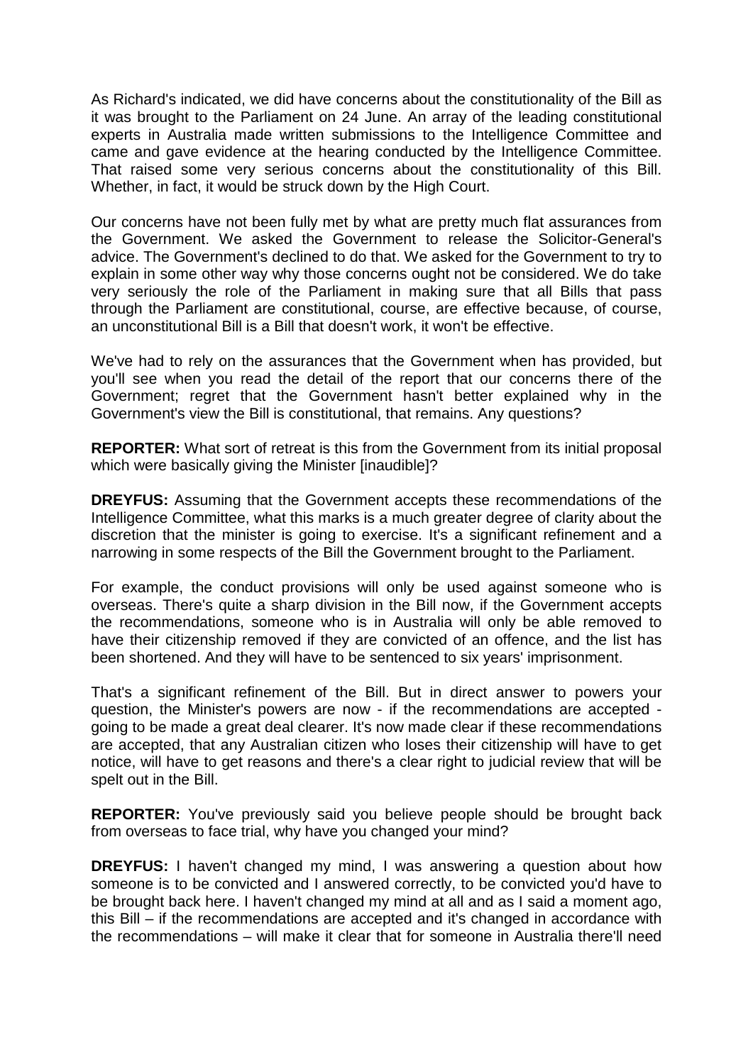As Richard's indicated, we did have concerns about the constitutionality of the Bill as it was brought to the Parliament on 24 June. An array of the leading constitutional experts in Australia made written submissions to the Intelligence Committee and came and gave evidence at the hearing conducted by the Intelligence Committee. That raised some very serious concerns about the constitutionality of this Bill. Whether, in fact, it would be struck down by the High Court.

Our concerns have not been fully met by what are pretty much flat assurances from the Government. We asked the Government to release the Solicitor-General's advice. The Government's declined to do that. We asked for the Government to try to explain in some other way why those concerns ought not be considered. We do take very seriously the role of the Parliament in making sure that all Bills that pass through the Parliament are constitutional, course, are effective because, of course, an unconstitutional Bill is a Bill that doesn't work, it won't be effective.

We've had to rely on the assurances that the Government when has provided, but you'll see when you read the detail of the report that our concerns there of the Government; regret that the Government hasn't better explained why in the Government's view the Bill is constitutional, that remains. Any questions?

**REPORTER:** What sort of retreat is this from the Government from its initial proposal which were basically giving the Minister [inaudible]?

**DREYFUS:** Assuming that the Government accepts these recommendations of the Intelligence Committee, what this marks is a much greater degree of clarity about the discretion that the minister is going to exercise. It's a significant refinement and a narrowing in some respects of the Bill the Government brought to the Parliament.

For example, the conduct provisions will only be used against someone who is overseas. There's quite a sharp division in the Bill now, if the Government accepts the recommendations, someone who is in Australia will only be able removed to have their citizenship removed if they are convicted of an offence, and the list has been shortened. And they will have to be sentenced to six years' imprisonment.

That's a significant refinement of the Bill. But in direct answer to powers your question, the Minister's powers are now - if the recommendations are accepted - going to be made a great deal clearer. It's now made clear if these recommendations are accepted, that any Australian citizen who loses their citizenship will have to get notice, will have to get reasons and there's a clear right to judicial review that will be spelt out in the Bill.

**REPORTER:** You've previously said you believe people should be brought back from overseas to face trial, why have you changed your mind?

**DREYFUS:** I haven't changed my mind, I was answering a question about how someone is to be convicted and I answered correctly, to be convicted you'd have to be brought back here. I haven't changed my mind at all and as I said a moment ago, this Bill – if the recommendations are accepted and it's changed in accordance with the recommendations – will make it clear that for someone in Australia there'll need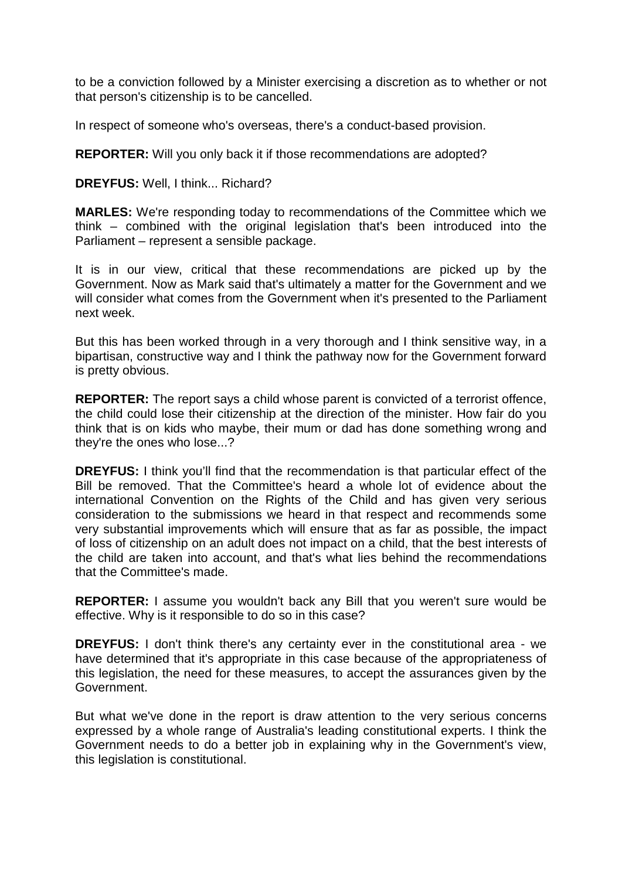to be a conviction followed by a Minister exercising a discretion as to whether or not that person's citizenship is to be cancelled.

In respect of someone who's overseas, there's a conduct-based provision.

**REPORTER:** Will you only back it if those recommendations are adopted?

**DREYFUS:** Well, I think... Richard?

**MARLES:** We're responding today to recommendations of the Committee which we think – combined with the original legislation that's been introduced into the Parliament – represent a sensible package.

It is in our view, critical that these recommendations are picked up by the Government. Now as Mark said that's ultimately a matter for the Government and we will consider what comes from the Government when it's presented to the Parliament next week.

But this has been worked through in a very thorough and I think sensitive way, in a bipartisan, constructive way and I think the pathway now for the Government forward is pretty obvious.

**REPORTER:** The report says a child whose parent is convicted of a terrorist offence, the child could lose their citizenship at the direction of the minister. How fair do you think that is on kids who maybe, their mum or dad has done something wrong and they're the ones who lose...?

**DREYFUS:** I think you'll find that the recommendation is that particular effect of the Bill be removed. That the Committee's heard a whole lot of evidence about the international Convention on the Rights of the Child and has given very serious consideration to the submissions we heard in that respect and recommends some very substantial improvements which will ensure that as far as possible, the impact of loss of citizenship on an adult does not impact on a child, that the best interests of the child are taken into account, and that's what lies behind the recommendations that the Committee's made.

**REPORTER:** I assume you wouldn't back any Bill that you weren't sure would be effective. Why is it responsible to do so in this case?

**DREYFUS:** I don't think there's any certainty ever in the constitutional area - we have determined that it's appropriate in this case because of the appropriateness of this legislation, the need for these measures, to accept the assurances given by the Government.

But what we've done in the report is draw attention to the very serious concerns expressed by a whole range of Australia's leading constitutional experts. I think the Government needs to do a better job in explaining why in the Government's view, this legislation is constitutional.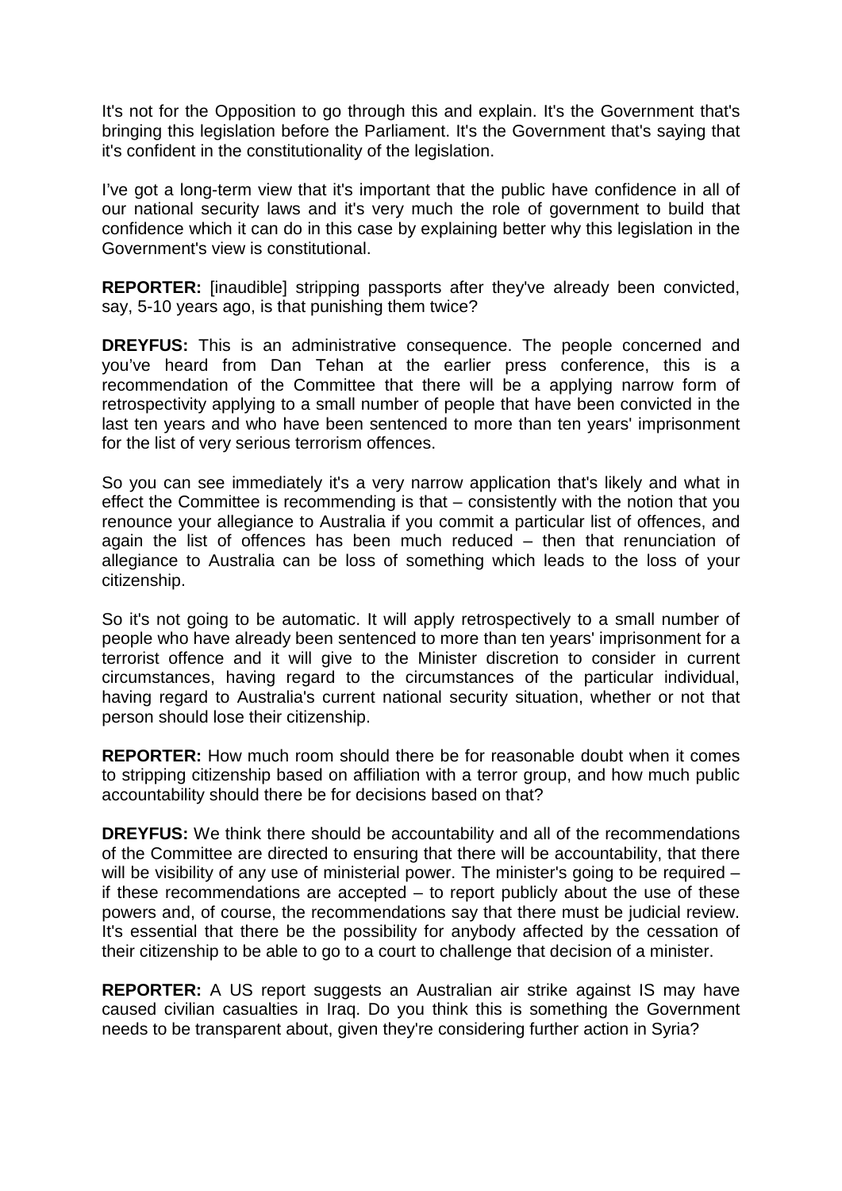It's not for the Opposition to go through this and explain. It's the Government that's bringing this legislation before the Parliament. It's the Government that's saying that it's confident in the constitutionality of the legislation.

I've got a long-term view that it's important that the public have confidence in all of our national security laws and it's very much the role of government to build that confidence which it can do in this case by explaining better why this legislation in the Government's view is constitutional.

**REPORTER:** [inaudible] stripping passports after they've already been convicted, say, 5-10 years ago, is that punishing them twice?

**DREYFUS:** This is an administrative consequence. The people concerned and you've heard from Dan Tehan at the earlier press conference, this is a recommendation of the Committee that there will be a applying narrow form of retrospectivity applying to a small number of people that have been convicted in the last ten years and who have been sentenced to more than ten years' imprisonment for the list of very serious terrorism offences.

So you can see immediately it's a very narrow application that's likely and what in effect the Committee is recommending is that – consistently with the notion that you renounce your allegiance to Australia if you commit a particular list of offences, and again the list of offences has been much reduced – then that renunciation of allegiance to Australia can be loss of something which leads to the loss of your citizenship.

So it's not going to be automatic. It will apply retrospectively to a small number of people who have already been sentenced to more than ten years' imprisonment for a terrorist offence and it will give to the Minister discretion to consider in current circumstances, having regard to the circumstances of the particular individual, having regard to Australia's current national security situation, whether or not that person should lose their citizenship.

**REPORTER:** How much room should there be for reasonable doubt when it comes to stripping citizenship based on affiliation with a terror group, and how much public accountability should there be for decisions based on that?

**DREYFUS:** We think there should be accountability and all of the recommendations of the Committee are directed to ensuring that there will be accountability, that there will be visibility of any use of ministerial power. The minister's going to be required – if these recommendations are accepted – to report publicly about the use of these powers and, of course, the recommendations say that there must be judicial review. It's essential that there be the possibility for anybody affected by the cessation of their citizenship to be able to go to a court to challenge that decision of a minister.

**REPORTER:** A US report suggests an Australian air strike against IS may have caused civilian casualties in Iraq. Do you think this is something the Government needs to be transparent about, given they're considering further action in Syria?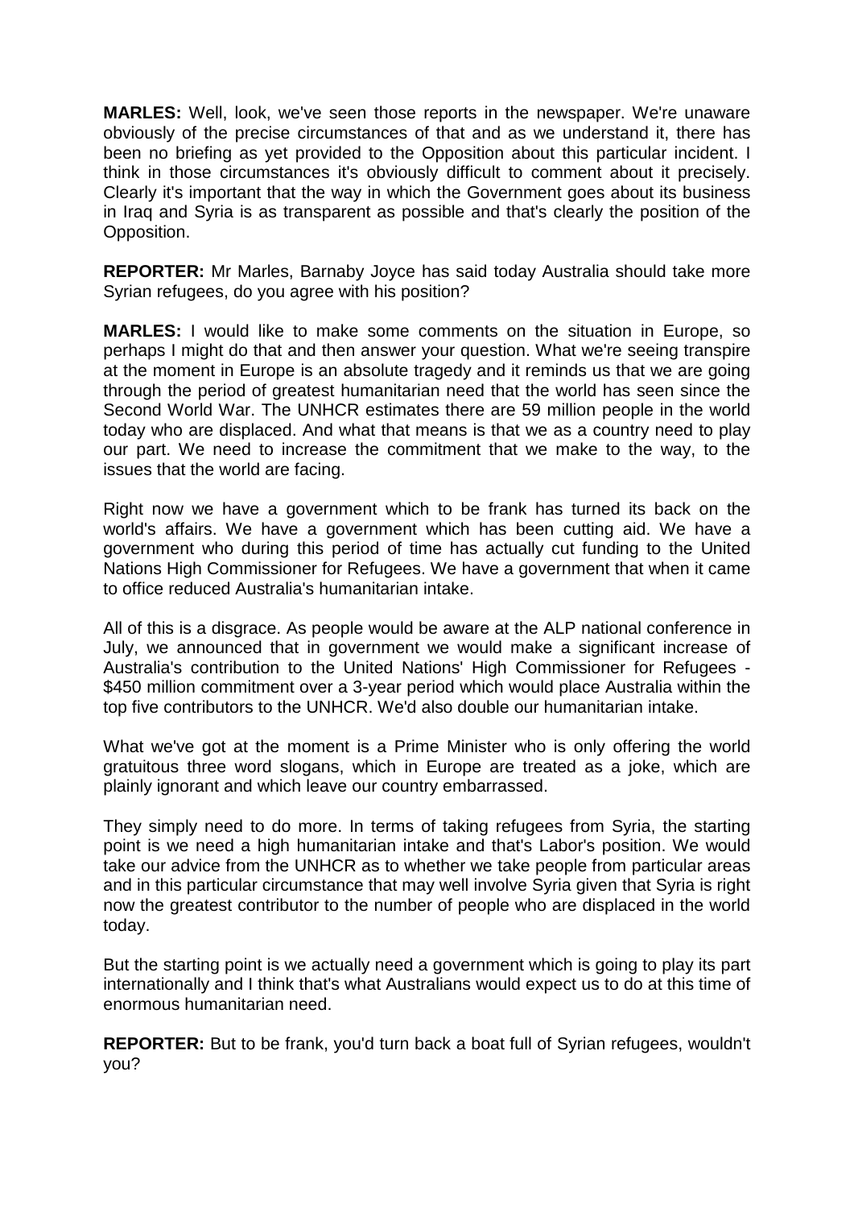**MARLES:** Well, look, we've seen those reports in the newspaper. We're unaware obviously of the precise circumstances of that and as we understand it, there has been no briefing as yet provided to the Opposition about this particular incident. I think in those circumstances it's obviously difficult to comment about it precisely. Clearly it's important that the way in which the Government goes about its business in Iraq and Syria is as transparent as possible and that's clearly the position of the Opposition.

**REPORTER:** Mr Marles, Barnaby Joyce has said today Australia should take more Syrian refugees, do you agree with his position?

**MARLES:** I would like to make some comments on the situation in Europe, so perhaps I might do that and then answer your question. What we're seeing transpire at the moment in Europe is an absolute tragedy and it reminds us that we are going through the period of greatest humanitarian need that the world has seen since the Second World War. The UNHCR estimates there are 59 million people in the world today who are displaced. And what that means is that we as a country need to play our part. We need to increase the commitment that we make to the way, to the issues that the world are facing.

Right now we have a government which to be frank has turned its back on the world's affairs. We have a government which has been cutting aid. We have a government who during this period of time has actually cut funding to the United Nations High Commissioner for Refugees. We have a government that when it came to office reduced Australia's humanitarian intake.

All of this is a disgrace. As people would be aware at the ALP national conference in July, we announced that in government we would make a significant increase of Australia's contribution to the United Nations' High Commissioner for Refugees - $450 million commitment over a 3-year period which would place Australia within the top five contributors to the UNHCR. We'd also double our humanitarian intake.

What we've got at the moment is a Prime Minister who is only offering the world gratuitous three word slogans, which in Europe are treated as a joke, which are plainly ignorant and which leave our country embarrassed.

They simply need to do more. In terms of taking refugees from Syria, the starting point is we need a high humanitarian intake and that's Labor's position. We would take our advice from the UNHCR as to whether we take people from particular areas and in this particular circumstance that may well involve Syria given that Syria is right now the greatest contributor to the number of people who are displaced in the world today.

But the starting point is we actually need a government which is going to play its part internationally and I think that's what Australians would expect us to do at this time of enormous humanitarian need.

**REPORTER:** But to be frank, you'd turn back a boat full of Syrian refugees, wouldn't you?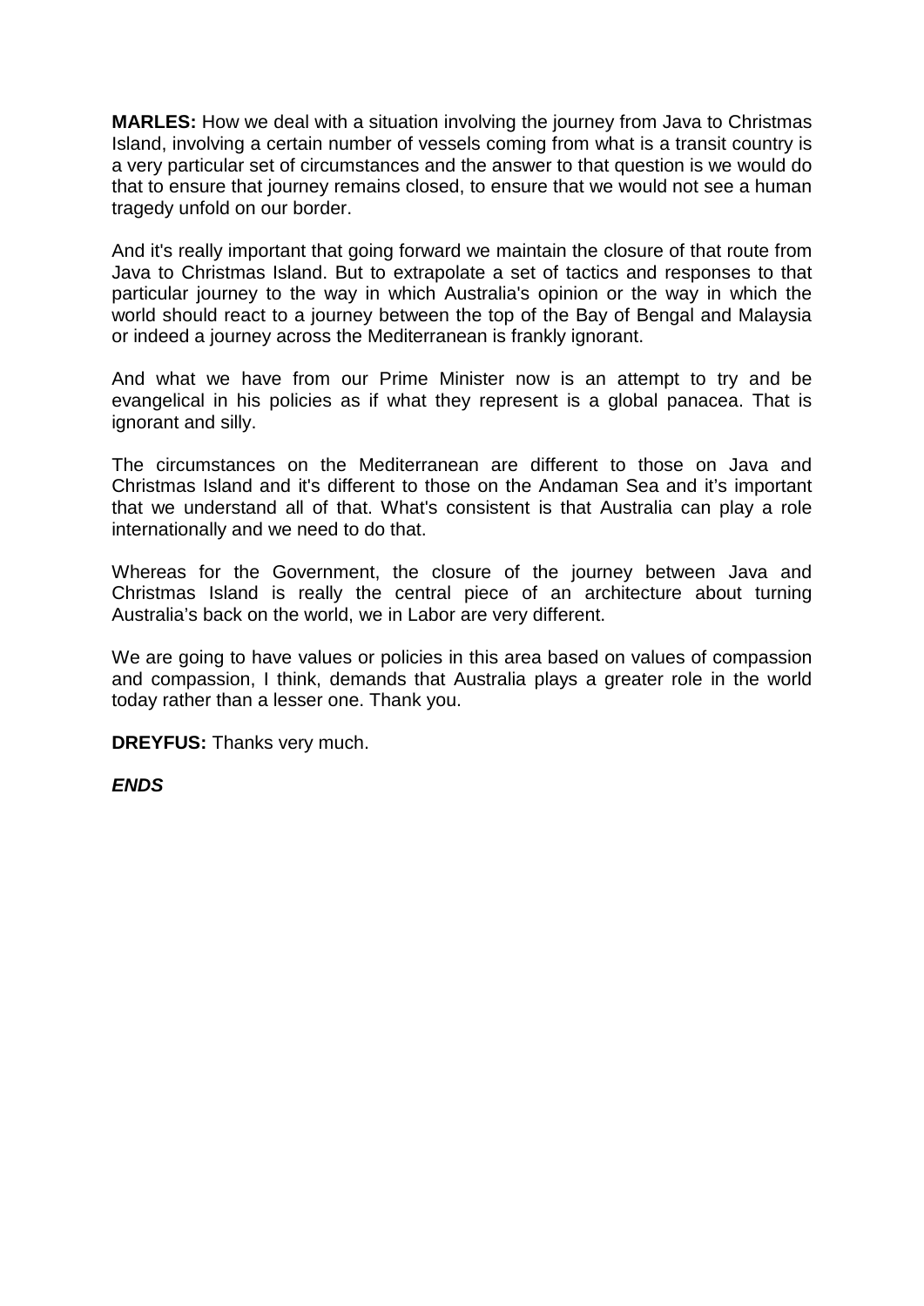**MARLES:** How we deal with a situation involving the journey from Java to Christmas Island, involving a certain number of vessels coming from what is a transit country is a very particular set of circumstances and the answer to that question is we would do that to ensure that journey remains closed, to ensure that we would not see a human tragedy unfold on our border.

And it's really important that going forward we maintain the closure of that route from Java to Christmas Island. But to extrapolate a set of tactics and responses to that particular journey to the way in which Australia's opinion or the way in which the world should react to a journey between the top of the Bay of Bengal and Malaysia or indeed a journey across the Mediterranean is frankly ignorant.

And what we have from our Prime Minister now is an attempt to try and be evangelical in his policies as if what they represent is a global panacea. That is ignorant and silly.

The circumstances on the Mediterranean are different to those on Java and Christmas Island and it's different to those on the Andaman Sea and it's important that we understand all of that. What's consistent is that Australia can play a role internationally and we need to do that.

Whereas for the Government, the closure of the journey between Java and Christmas Island is really the central piece of an architecture about turning Australia's back on the world, we in Labor are very different.

We are going to have values or policies in this area based on values of compassion and compassion, I think, demands that Australia plays a greater role in the world today rather than a lesser one. Thank you.

**DREYFUS:** Thanks very much.

***ENDS***